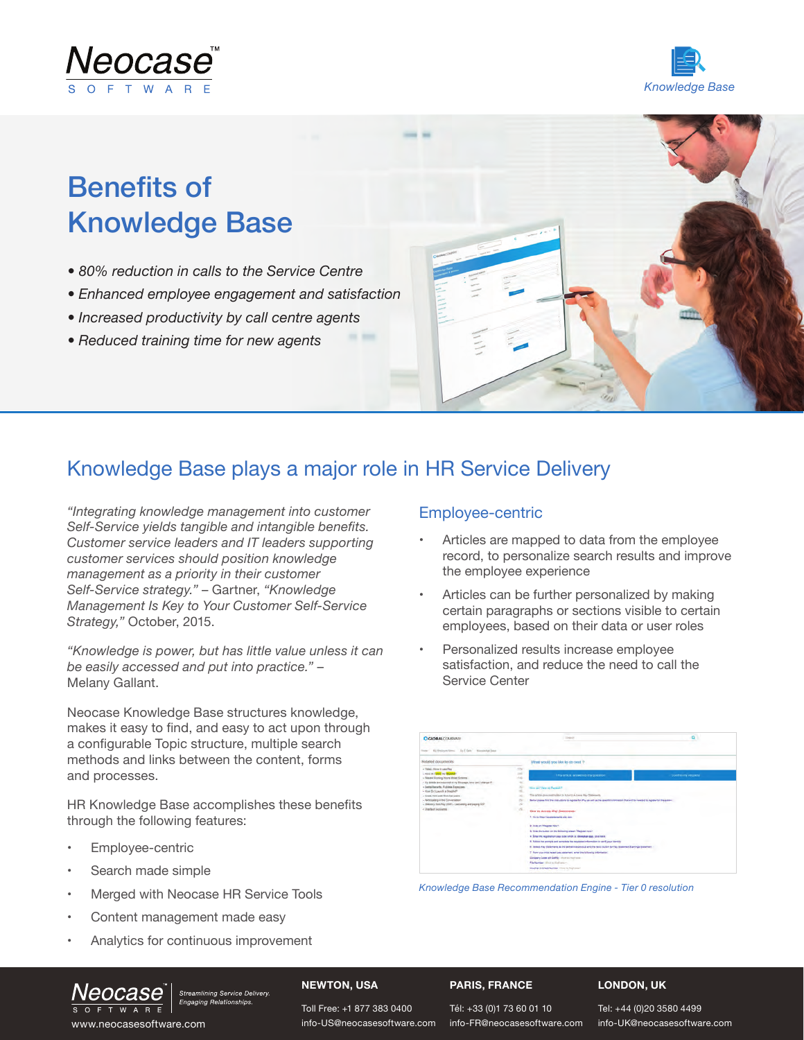Neocase™ SOFTWARE

Knowledge Base

# Benefits of Knowledge Base

- *80% reduction in calls to the Service Centre*
- *Enhanced employee engagement and satisfaction*
- *Increased productivity by call centre agents*
- *Reduced training time for new agents*

## Knowledge Base plays a major role in HR Service Delivery

*"Integrating knowledge management into customer Self-Service yields tangible and intangible benefits. Customer service leaders and IT leaders supporting customer services should position knowledge management as a priority in their customer Self-Service strategy."* – Gartner, *"Knowledge Management Is Key to Your Customer Self-Service Strategy,"* October, 2015.

*"Knowledge is power, but has little value unless it can be easily accessed and put into practice."* – Melany Gallant.

Neocase Knowledge Base structures knowledge, makes it easy to find, and easy to act upon through a configurable Topic structure, multiple search methods and links between the content, forms and processes.

HR Knowledge Base accomplishes these benefits through the following features:

- Employee-centric
- Search made simple
- Merged with Neocase HR Service Tools
- Content management made easy
- Analytics for continuous improvement

### Employee-centric

- Articles are mapped to data from the employee record, to personalize search results and improve the employee experience
- Articles can be further personalized by making certain paragraphs or sections visible to certain employees, based on their data or user roles
- Personalized results increase employee satisfaction, and reduce the need to call the Service Center

*Knowledge Base Recommendation Engine - Tier 0 resolution*

Neocase™ SOFTWARE — *Streamlining Service Delivery. Engaging Relationships.*

www.neocasesoftware.com

**NEWTON, USA**
Toll Free: +1 877 383 0400
info-US@neocasesoftware.com

**PARIS, FRANCE**
Tél: +33 (0)1 73 60 01 10
info-FR@neocasesoftware.com

**LONDON, UK**
Tel: +44 (0)20 3580 4499
info-UK@neocasesoftware.com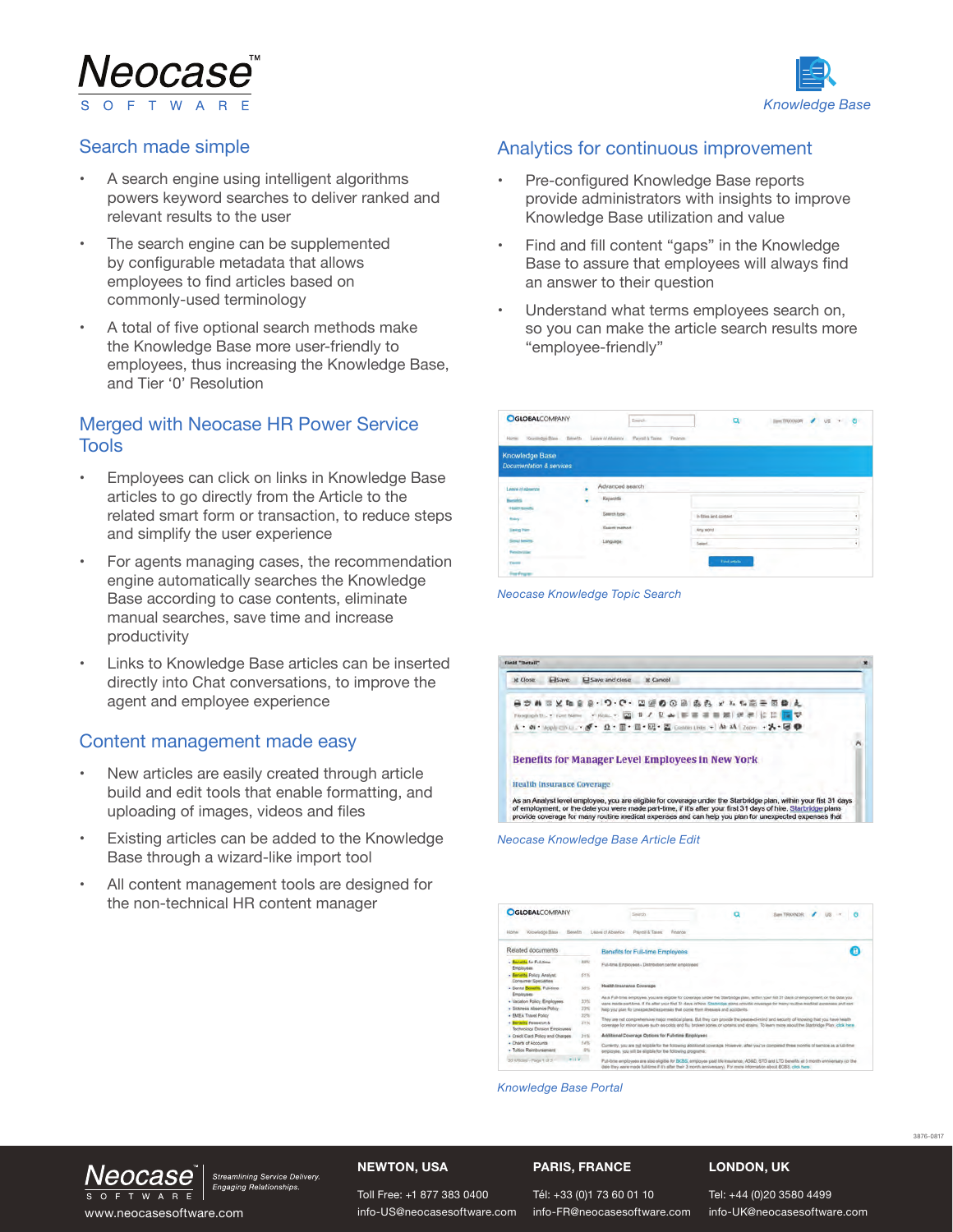# Neocase™ SOFTWARE

Knowledge Base

## Search made simple

- A search engine using intelligent algorithms powers keyword searches to deliver ranked and relevant results to the user
- The search engine can be supplemented by configurable metadata that allows employees to find articles based on commonly-used terminology
- A total of five optional search methods make the Knowledge Base more user-friendly to employees, thus increasing the Knowledge Base, and Tier '0' Resolution

## Merged with Neocase HR Power Service Tools

- Employees can click on links in Knowledge Base articles to go directly from the Article to the related smart form or transaction, to reduce steps and simplify the user experience
- For agents managing cases, the recommendation engine automatically searches the Knowledge Base according to case contents, eliminate manual searches, save time and increase productivity
- Links to Knowledge Base articles can be inserted directly into Chat conversations, to improve the agent and employee experience

## Content management made easy

- New articles are easily created through article build and edit tools that enable formatting, and uploading of images, videos and files
- Existing articles can be added to the Knowledge Base through a wizard-like import tool
- All content management tools are designed for the non-technical HR content manager

## Analytics for continuous improvement

- Pre-configured Knowledge Base reports provide administrators with insights to improve Knowledge Base utilization and value
- Find and fill content "gaps" in the Knowledge Base to assure that employees will always find an answer to their question
- Understand what terms employees search on, so you can make the article search results more "employee-friendly"

*Neocase Knowledge Topic Search*

*Neocase Knowledge Base Article Edit*

*Knowledge Base Portal*

3876-0817

Neocase™ SOFTWARE — Streamlining Service Delivery. Engaging Relationships.

www.neocasesoftware.com

**NEWTON, USA**
Toll Free: +1 877 383 0400
info-US@neocasesoftware.com

**PARIS, FRANCE**
Tél: +33 (0)1 73 60 01 10
info-FR@neocasesoftware.com

**LONDON, UK**
Tel: +44 (0)20 3580 4499
info-UK@neocasesoftware.com